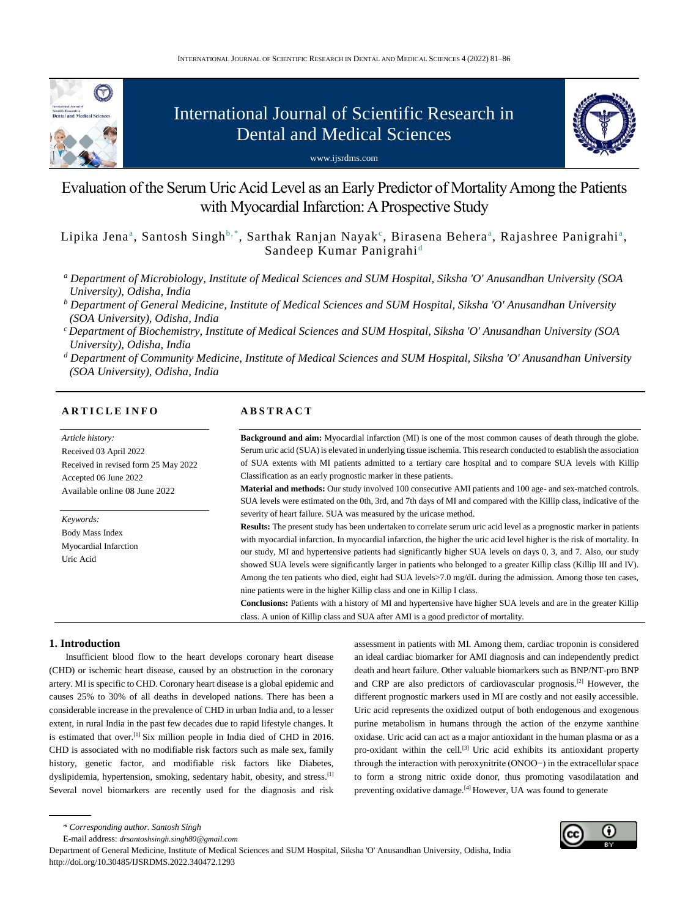# Evaluation of the Serum Uric Acid Level as an Early Predictor of Mortality Among the Patients with Myocardial Infarction: A Prospective Study

Lipika Jena[a], Santosh Singh[b,*], Sarthak Ranjan Nayak[c], Birasena Behera[a], Rajashree Panigrahi[a], Sandeep Kumar Panigrahi[d]

[a] *Department of Microbiology, Institute of Medical Sciences and SUM Hospital, Siksha 'O' Anusandhan University (SOA University), Odisha, India*

[b] *Department of General Medicine, Institute of Medical Sciences and SUM Hospital, Siksha 'O' Anusandhan University (SOA University), Odisha, India*

[c] *Department of Biochemistry, Institute of Medical Sciences and SUM Hospital, Siksha 'O' Anusandhan University (SOA University), Odisha, India*

[d] *Department of Community Medicine, Institute of Medical Sciences and SUM Hospital, Siksha 'O' Anusandhan University (SOA University), Odisha, India*

## ARTICLE INFO

*Article history:*
Received 03 April 2022
Received in revised form 25 May 2022
Accepted 06 June 2022
Available online 08 June 2022

*Keywords:*
Body Mass Index
Myocardial Infarction
Uric Acid

## ABSTRACT

**Background and aim:** Myocardial infarction (MI) is one of the most common causes of death through the globe. Serum uric acid (SUA) is elevated in underlying tissue ischemia. This research conducted to establish the association of SUA extents with MI patients admitted to a tertiary care hospital and to compare SUA levels with Killip Classification as an early prognostic marker in these patients.

**Material and methods:** Our study involved 100 consecutive AMI patients and 100 age- and sex-matched controls. SUA levels were estimated on the 0th, 3rd, and 7th days of MI and compared with the Killip class, indicative of the severity of heart failure. SUA was measured by the uricase method.

**Results:** The present study has been undertaken to correlate serum uric acid level as a prognostic marker in patients with myocardial infarction. In myocardial infarction, the higher the uric acid level higher is the risk of mortality. In our study, MI and hypertensive patients had significantly higher SUA levels on days 0, 3, and 7. Also, our study showed SUA levels were significantly larger in patients who belonged to a greater Killip class (Killip III and IV). Among the ten patients who died, eight had SUA levels>7.0 mg/dL during the admission. Among those ten cases, nine patients were in the higher Killip class and one in Killip I class.

**Conclusions:** Patients with a history of MI and hypertensive have higher SUA levels and are in the greater Killip class. A union of Killip class and SUA after AMI is a good predictor of mortality.

## 1. Introduction

Insufficient blood flow to the heart develops coronary heart disease (CHD) or ischemic heart disease, caused by an obstruction in the coronary artery. MI is specific to CHD. Coronary heart disease is a global epidemic and causes 25% to 30% of all deaths in developed nations. There has been a considerable increase in the prevalence of CHD in urban India and, to a lesser extent, in rural India in the past few decades due to rapid lifestyle changes. It is estimated that over.[1] Six million people in India died of CHD in 2016. CHD is associated with no modifiable risk factors such as male sex, family history, genetic factor, and modifiable risk factors like Diabetes, dyslipidemia, hypertension, smoking, sedentary habit, obesity, and stress.[1] Several novel biomarkers are recently used for the diagnosis and risk assessment in patients with MI. Among them, cardiac troponin is considered an ideal cardiac biomarker for AMI diagnosis and can independently predict death and heart failure. Other valuable biomarkers such as BNP/NT-pro BNP and CRP are also predictors of cardiovascular prognosis.[2] However, the different prognostic markers used in MI are costly and not easily accessible. Uric acid represents the oxidized output of both endogenous and exogenous purine metabolism in humans through the action of the enzyme xanthine oxidase. Uric acid can act as a major antioxidant in the human plasma or as a pro-oxidant within the cell.[3] Uric acid exhibits its antioxidant property through the interaction with peroxynitrite ($ONOO^-$) in the extracellular space to form a strong nitric oxide donor, thus promoting vasodilatation and preventing oxidative damage.[4] However, UA was found to generate

\* *Corresponding author. Santosh Singh*
E-mail address: *drsantoshsingh.singh80@gmail.com*
Department of General Medicine, Institute of Medical Sciences and SUM Hospital, Siksha 'O' Anusandhan University, Odisha, India
http://doi.org/10.30485/IJSRDMS.2022.340472.1293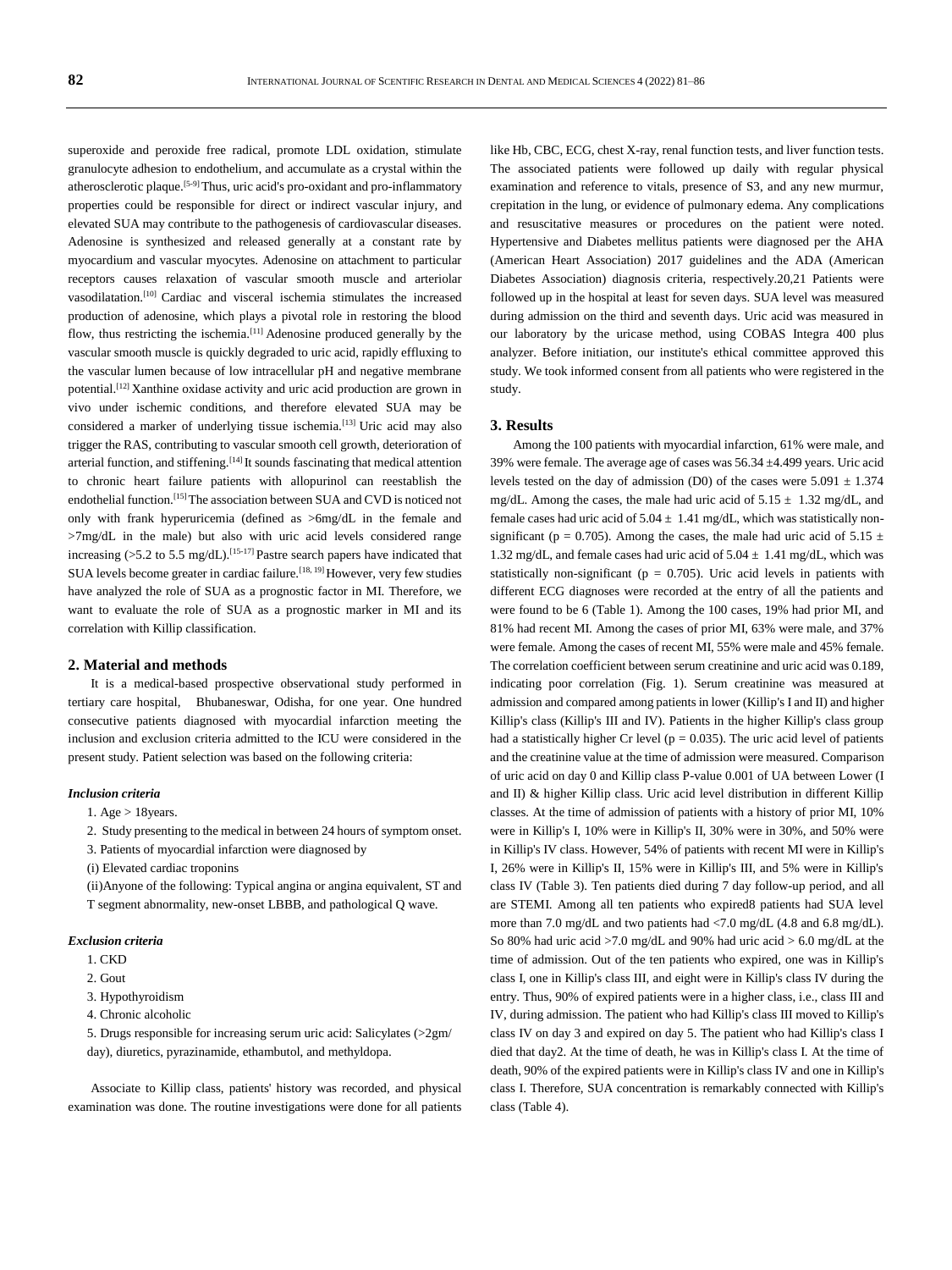superoxide and peroxide free radical, promote LDL oxidation, stimulate granulocyte adhesion to endothelium, and accumulate as a crystal within the atherosclerotic plaque.[5-9] Thus, uric acid's pro-oxidant and pro-inflammatory properties could be responsible for direct or indirect vascular injury, and elevated SUA may contribute to the pathogenesis of cardiovascular diseases. Adenosine is synthesized and released generally at a constant rate by myocardium and vascular myocytes. Adenosine on attachment to particular receptors causes relaxation of vascular smooth muscle and arteriolar vasodilatation.[10] Cardiac and visceral ischemia stimulates the increased production of adenosine, which plays a pivotal role in restoring the blood flow, thus restricting the ischemia.[11] Adenosine produced generally by the vascular smooth muscle is quickly degraded to uric acid, rapidly effluxing to the vascular lumen because of low intracellular pH and negative membrane potential.[12] Xanthine oxidase activity and uric acid production are grown in vivo under ischemic conditions, and therefore elevated SUA may be considered a marker of underlying tissue ischemia.[13] Uric acid may also trigger the RAS, contributing to vascular smooth cell growth, deterioration of arterial function, and stiffening.[14] It sounds fascinating that medical attention to chronic heart failure patients with allopurinol can reestablish the endothelial function.[15] The association between SUA and CVD is noticed not only with frank hyperuricemia (defined as >6mg/dL in the female and >7mg/dL in the male) but also with uric acid levels considered range increasing (>5.2 to 5.5 mg/dL).[15-17] Pastre search papers have indicated that SUA levels become greater in cardiac failure.[18, 19] However, very few studies have analyzed the role of SUA as a prognostic factor in MI. Therefore, we want to evaluate the role of SUA as a prognostic marker in MI and its correlation with Killip classification.

## 2. Material and methods

It is a medical-based prospective observational study performed in tertiary care hospital, Bhubaneswar, Odisha, for one year. One hundred consecutive patients diagnosed with myocardial infarction meeting the inclusion and exclusion criteria admitted to the ICU were considered in the present study. Patient selection was based on the following criteria:

***Inclusion criteria***

1. Age > 18years.
2. Study presenting to the medical in between 24 hours of symptom onset.
3. Patients of myocardial infarction were diagnosed by

(i) Elevated cardiac troponins

(ii)Anyone of the following: Typical angina or angina equivalent, ST and T segment abnormality, new-onset LBBB, and pathological Q wave.

***Exclusion criteria***

1. CKD
2. Gout
3. Hypothyroidism
4. Chronic alcoholic
5. Drugs responsible for increasing serum uric acid: Salicylates (>2gm/ day), diuretics, pyrazinamide, ethambutol, and methyldopa.

Associate to Killip class, patients' history was recorded, and physical examination was done. The routine investigations were done for all patients like Hb, CBC, ECG, chest X-ray, renal function tests, and liver function tests. The associated patients were followed up daily with regular physical examination and reference to vitals, presence of S3, and any new murmur, crepitation in the lung, or evidence of pulmonary edema. Any complications and resuscitative measures or procedures on the patient were noted. Hypertensive and Diabetes mellitus patients were diagnosed per the AHA (American Heart Association) 2017 guidelines and the ADA (American Diabetes Association) diagnosis criteria, respectively.20,21 Patients were followed up in the hospital at least for seven days. SUA level was measured during admission on the third and seventh days. Uric acid was measured in our laboratory by the uricase method, using COBAS Integra 400 plus analyzer. Before initiation, our institute's ethical committee approved this study. We took informed consent from all patients who were registered in the study.

## 3. Results

Among the 100 patients with myocardial infarction, 61% were male, and 39% were female. The average age of cases was 56.34 ±4.499 years. Uric acid levels tested on the day of admission (D0) of the cases were 5.091 ± 1.374 mg/dL. Among the cases, the male had uric acid of 5.15 ± 1.32 mg/dL, and female cases had uric acid of 5.04 ± 1.41 mg/dL, which was statistically non-significant ($p = 0.705$). Among the cases, the male had uric acid of 5.15 ± 1.32 mg/dL, and female cases had uric acid of 5.04 ± 1.41 mg/dL, which was statistically non-significant ($p = 0.705$). Uric acid levels in patients with different ECG diagnoses were recorded at the entry of all the patients and were found to be 6 (Table 1). Among the 100 cases, 19% had prior MI, and 81% had recent MI. Among the cases of prior MI, 63% were male, and 37% were female. Among the cases of recent MI, 55% were male and 45% female. The correlation coefficient between serum creatinine and uric acid was 0.189, indicating poor correlation (Fig. 1). Serum creatinine was measured at admission and compared among patients in lower (Killip's I and II) and higher Killip's class (Killip's III and IV). Patients in the higher Killip's class group had a statistically higher Cr level ($p = 0.035$). The uric acid level of patients and the creatinine value at the time of admission were measured. Comparison of uric acid on day 0 and Killip class P-value 0.001 of UA between Lower (I and II) & higher Killip class. Uric acid level distribution in different Killip classes. At the time of admission of patients with a history of prior MI, 10% were in Killip's I, 10% were in Killip's II, 30% were in 30%, and 50% were in Killip's IV class. However, 54% of patients with recent MI were in Killip's I, 26% were in Killip's II, 15% were in Killip's III, and 5% were in Killip's class IV (Table 3). Ten patients died during 7 day follow-up period, and all are STEMI. Among all ten patients who expired8 patients had SUA level more than 7.0 mg/dL and two patients had <7.0 mg/dL (4.8 and 6.8 mg/dL). So 80% had uric acid >7.0 mg/dL and 90% had uric acid > 6.0 mg/dL at the time of admission. Out of the ten patients who expired, one was in Killip's class I, one in Killip's class III, and eight were in Killip's class IV during the entry. Thus, 90% of expired patients were in a higher class, i.e., class III and IV, during admission. The patient who had Killip's class III moved to Killip's class IV on day 3 and expired on day 5. The patient who had Killip's class I died that day2. At the time of death, he was in Killip's class I. At the time of death, 90% of the expired patients were in Killip's class IV and one in Killip's class I. Therefore, SUA concentration is remarkably connected with Killip's class (Table 4).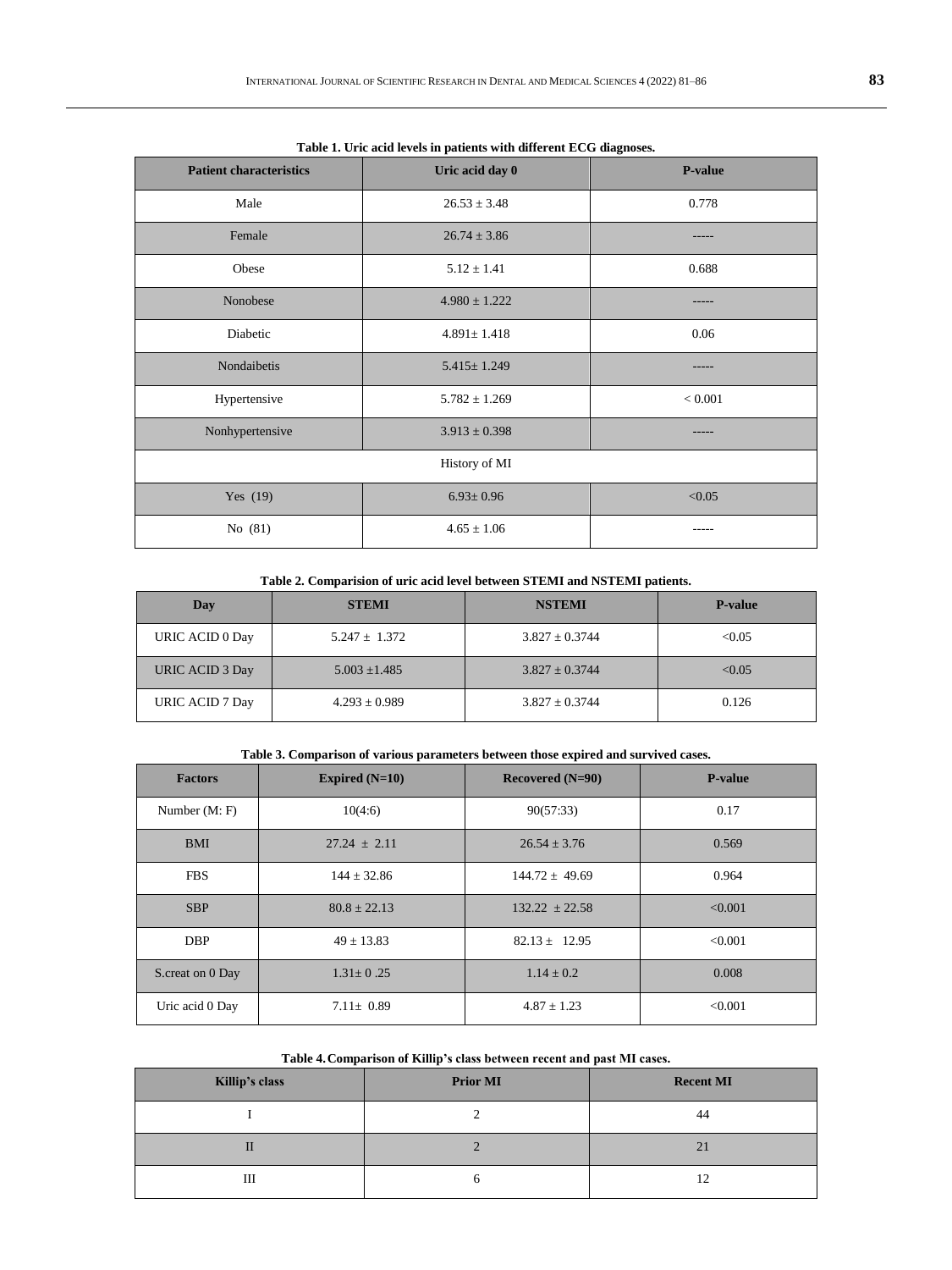**Table 1. Uric acid levels in patients with different ECG diagnoses.**

| Patient characteristics | Uric acid day 0 | P-value |
|---|---|---|
| Male | 26.53 ± 3.48 | 0.778 |
| Female | 26.74 ± 3.86 | ----- |
| Obese | 5.12 ± 1.41 | 0.688 |
| Nonobese | 4.980 ± 1.222 | ----- |
| Diabetic | 4.891± 1.418 | 0.06 |
| Nondaibetis | 5.415± 1.249 | ----- |
| Hypertensive | 5.782 ± 1.269 | < 0.001 |
| Nonhypertensive | 3.913 ± 0.398 | ----- |
| History of MI | | |
| Yes (19) | 6.93± 0.96 | <0.05 |
| No (81) | 4.65 ± 1.06 | ----- |

**Table 2. Comparision of uric acid level between STEMI and NSTEMI patients.**

| Day | STEMI | NSTEMI | P-value |
|---|---|---|---|
| URIC ACID 0 Day | 5.247 ± 1.372 | 3.827 ± 0.3744 | <0.05 |
| URIC ACID 3 Day | 5.003 ±1.485 | 3.827 ± 0.3744 | <0.05 |
| URIC ACID 7 Day | 4.293 ± 0.989 | 3.827 ± 0.3744 | 0.126 |

**Table 3. Comparison of various parameters between those expired and survived cases.**

| Factors | Expired (N=10) | Recovered (N=90) | P-value |
|---|---|---|---|
| Number (M: F) | 10(4:6) | 90(57:33) | 0.17 |
| BMI | 27.24 ± 2.11 | 26.54 ± 3.76 | 0.569 |
| FBS | 144 ± 32.86 | 144.72 ± 49.69 | 0.964 |
| SBP | 80.8 ± 22.13 | 132.22 ± 22.58 | <0.001 |
| DBP | 49 ± 13.83 | 82.13 ± 12.95 | <0.001 |
| S.creat on 0 Day | 1.31± 0 .25 | 1.14 ± 0.2 | 0.008 |
| Uric acid 0 Day | 7.11± 0.89 | 4.87 ± 1.23 | <0.001 |

**Table 4. Comparison of Killip's class between recent and past MI cases.**

| Killip's class | Prior MI | Recent MI |
|---|---|---|
| I | 2 | 44 |
| II | 2 | 21 |
| III | 6 | 12 |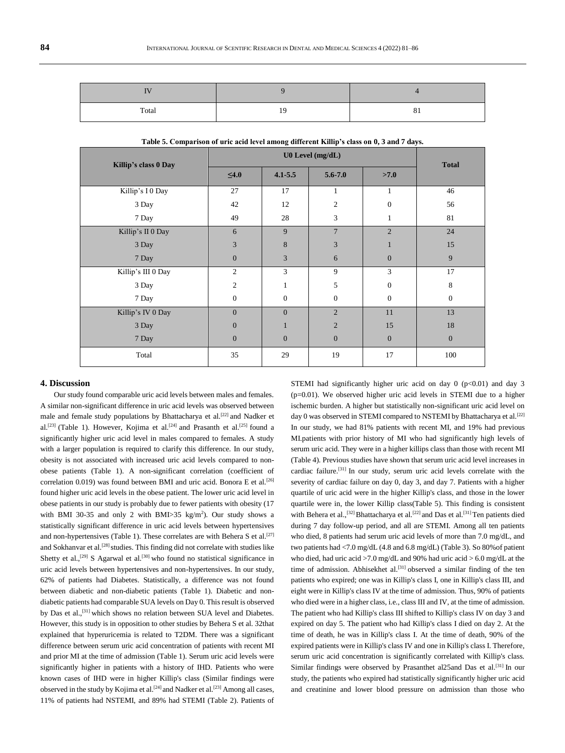| IV | 9 | 4 |
|---|---|---|
| Total | 19 | 81 |

**Table 5. Comparison of uric acid level among different Killip's class on 0, 3 and 7 days.**

| Killip's class 0 Day | U0 Level (mg/dL) | | | | Total |
|---|---|---|---|---|---|
| | ≤4.0 | 4.1-5.5 | 5.6-7.0 | >7.0 | |
| Killip's I 0 Day | 27 | 17 | 1 | 1 | 46 |
| 3 Day | 42 | 12 | 2 | 0 | 56 |
| 7 Day | 49 | 28 | 3 | 1 | 81 |
| Killip's II 0 Day | 6 | 9 | 7 | 2 | 24 |
| 3 Day | 3 | 8 | 3 | 1 | 15 |
| 7 Day | 0 | 3 | 6 | 0 | 9 |
| Killip's III 0 Day | 2 | 3 | 9 | 3 | 17 |
| 3 Day | 2 | 1 | 5 | 0 | 8 |
| 7 Day | 0 | 0 | 0 | 0 | 0 |
| Killip's IV 0 Day | 0 | 0 | 2 | 11 | 13 |
| 3 Day | 0 | 1 | 2 | 15 | 18 |
| 7 Day | 0 | 0 | 0 | 0 | 0 |
| Total | 35 | 29 | 19 | 17 | 100 |

## 4. Discussion

Our study found comparable uric acid levels between males and females. A similar non-significant difference in uric acid levels was observed between male and female study populations by Bhattacharya et al.[22] and Nadker et al.[23] (Table 1). However, Kojima et al.[24] and Prasanth et al.[25] found a significantly higher uric acid level in males compared to females. A study with a larger population is required to clarify this difference. In our study, obesity is not associated with increased uric acid levels compared to non-obese patients (Table 1). A non-significant correlation (coefficient of correlation 0.019) was found between BMI and uric acid. Bonora E et al.[26] found higher uric acid levels in the obese patient. The lower uric acid level in obese patients in our study is probably due to fewer patients with obesity (17 with BMI 30-35 and only 2 with BMI>35 kg/m$^2$). Our study shows a statistically significant difference in uric acid levels between hypertensives and non-hypertensives (Table 1). These correlates are with Behera S et al.[27] and Sokhanvar et al.[28] studies. This finding did not correlate with studies like Shetty et al.,[29] S Agarwal et al.[30] who found no statistical significance in uric acid levels between hypertensives and non-hypertensives. In our study, 62% of patients had Diabetes. Statistically, a difference was not found between diabetic and non-diabetic patients (Table 1). Diabetic and non-diabetic patients had comparable SUA levels on Day 0. This result is observed by Das et al.,[31] which shows no relation between SUA level and Diabetes. However, this study is in opposition to other studies by Behera S et al. 32that explained that hyperuricemia is related to T2DM. There was a significant difference between serum uric acid concentration of patients with recent MI and prior MI at the time of admission (Table 1). Serum uric acid levels were significantly higher in patients with a history of IHD. Patients who were known cases of IHD were in higher Killip's class (Similar findings were observed in the study by Kojima et al.[24] and Nadker et al.[23] Among all cases, 11% of patients had NSTEMI, and 89% had STEMI (Table 2). Patients of STEMI had significantly higher uric acid on day 0 ($p<0.01$) and day 3 ($p=0.01$). We observed higher uric acid levels in STEMI due to a higher ischemic burden. A higher but statistically non-significant uric acid level on day 0 was observed in STEMI compared to NSTEMI by Bhattacharya et al.[22] In our study, we had 81% patients with recent MI, and 19% had previous MI.patients with prior history of MI who had significantly high levels of serum uric acid. They were in a higher killips class than those with recent MI (Table 4). Previous studies have shown that serum uric acid level increases in cardiac failure.[31] In our study, serum uric acid levels correlate with the severity of cardiac failure on day 0, day 3, and day 7. Patients with a higher quartile of uric acid were in the higher Killip's class, and those in the lower quartile were in, the lower Killip class(Table 5). This finding is consistent with Behera et al.,[32] Bhattacharya et al.[22] and Das et al.[31] Ten patients died during 7 day follow-up period, and all are STEMI. Among all ten patients who died, 8 patients had serum uric acid levels of more than 7.0 mg/dL, and two patients had <7.0 mg/dL (4.8 and 6.8 mg/dL) (Table 3). So 80%of patient who died, had uric acid >7.0 mg/dL and 90% had uric acid > 6.0 mg/dL at the time of admission. Abhisekhet al.[31] observed a similar finding of the ten patients who expired; one was in Killip's class I, one in Killip's class III, and eight were in Killip's class IV at the time of admission. Thus, 90% of patients who died were in a higher class, i.e., class III and IV, at the time of admission. The patient who had Killip's class III shifted to Killip's class IV on day 3 and expired on day 5. The patient who had Killip's class I died on day 2. At the time of death, he was in Killip's class I. At the time of death, 90% of the expired patients were in Killip's class IV and one in Killip's class I. Therefore, serum uric acid concentration is significantly correlated with Killip's class. Similar findings were observed by Prasanthet al25and Das et al.[31] In our study, the patients who expired had statistically significantly higher uric acid and creatinine and lower blood pressure on admission than those who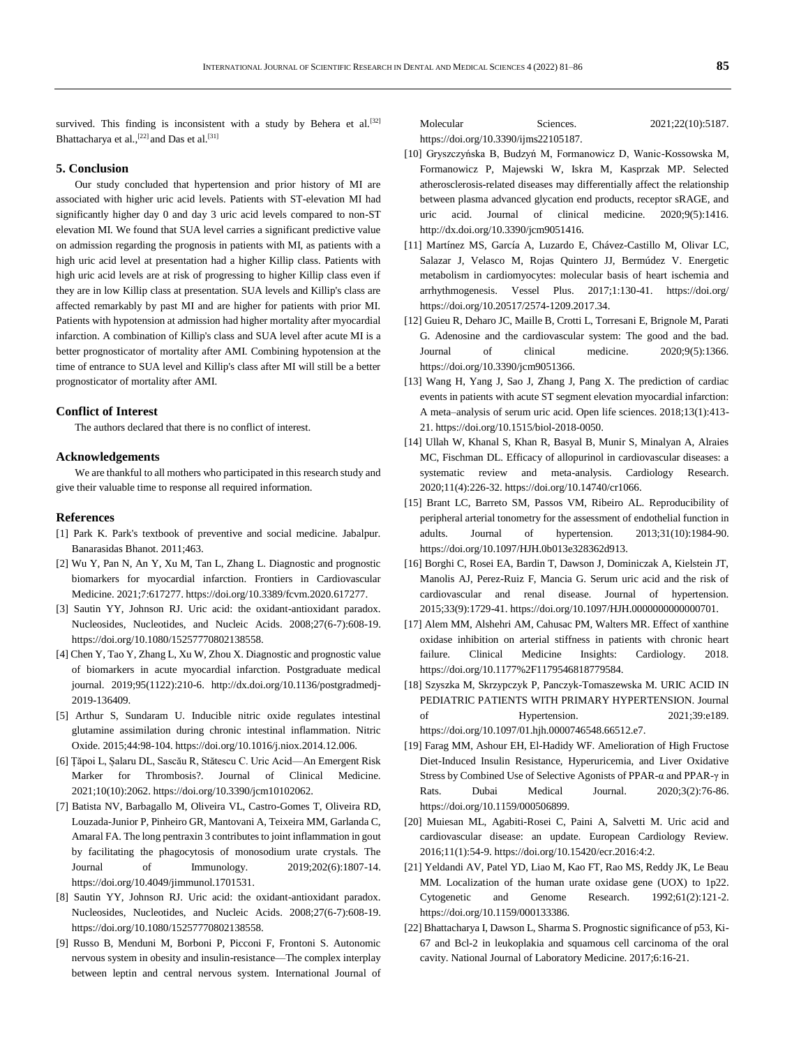survived. This finding is inconsistent with a study by Behera et al.[32] Bhattacharya et al.,[22] and Das et al.[31]

## 5. Conclusion

Our study concluded that hypertension and prior history of MI are associated with higher uric acid levels. Patients with ST-elevation MI had significantly higher day 0 and day 3 uric acid levels compared to non-ST elevation MI. We found that SUA level carries a significant predictive value on admission regarding the prognosis in patients with MI, as patients with a high uric acid level at presentation had a higher Killip class. Patients with high uric acid levels are at risk of progressing to higher Killip class even if they are in low Killip class at presentation. SUA levels and Killip's class are affected remarkably by past MI and are higher for patients with prior MI. Patients with hypotension at admission had higher mortality after myocardial infarction. A combination of Killip's class and SUA level after acute MI is a better prognosticator of mortality after AMI. Combining hypotension at the time of entrance to SUA level and Killip's class after MI will still be a better prognosticator of mortality after AMI.

### Conflict of Interest

The authors declared that there is no conflict of interest.

### Acknowledgements

We are thankful to all mothers who participated in this research study and give their valuable time to response all required information.

### References

[1] Park K. Park's textbook of preventive and social medicine. Jabalpur. Banarasidas Bhanot. 2011;463.

[2] Wu Y, Pan N, An Y, Xu M, Tan L, Zhang L. Diagnostic and prognostic biomarkers for myocardial infarction. Frontiers in Cardiovascular Medicine. 2021;7:617277. https://doi.org/10.3389/fcvm.2020.617277.

[3] Sautin YY, Johnson RJ. Uric acid: the oxidant-antioxidant paradox. Nucleosides, Nucleotides, and Nucleic Acids. 2008;27(6-7):608-19. https://doi.org/10.1080/15257770802138558.

[4] Chen Y, Tao Y, Zhang L, Xu W, Zhou X. Diagnostic and prognostic value of biomarkers in acute myocardial infarction. Postgraduate medical journal. 2019;95(1122):210-6. http://dx.doi.org/10.1136/postgradmedj-2019-136409.

[5] Arthur S, Sundaram U. Inducible nitric oxide regulates intestinal glutamine assimilation during chronic intestinal inflammation. Nitric Oxide. 2015;44:98-104. https://doi.org/10.1016/j.niox.2014.12.006.

[6] Ţăpoi L, Şalaru DL, Sascău R, Stătescu C. Uric Acid—An Emergent Risk Marker for Thrombosis?. Journal of Clinical Medicine. 2021;10(10):2062. https://doi.org/10.3390/jcm10102062.

[7] Batista NV, Barbagallo M, Oliveira VL, Castro-Gomes T, Oliveira RD, Louzada-Junior P, Pinheiro GR, Mantovani A, Teixeira MM, Garlanda C, Amaral FA. The long pentraxin 3 contributes to joint inflammation in gout by facilitating the phagocytosis of monosodium urate crystals. The Journal of Immunology. 2019;202(6):1807-14. https://doi.org/10.4049/jimmunol.1701531.

[8] Sautin YY, Johnson RJ. Uric acid: the oxidant-antioxidant paradox. Nucleosides, Nucleotides, and Nucleic Acids. 2008;27(6-7):608-19. https://doi.org/10.1080/15257770802138558.

[9] Russo B, Menduni M, Borboni P, Picconi F, Frontoni S. Autonomic nervous system in obesity and insulin-resistance—The complex interplay between leptin and central nervous system. International Journal of Molecular Sciences. 2021;22(10):5187. https://doi.org/10.3390/ijms22105187.

[10] Gryszczyńska B, Budzyń M, Formanowicz D, Wanic-Kossowska M, Formanowicz P, Majewski W, Iskra M, Kasprzak MP. Selected atherosclerosis-related diseases may differentially affect the relationship between plasma advanced glycation end products, receptor sRAGE, and uric acid. Journal of clinical medicine. 2020;9(5):1416. http://dx.doi.org/10.3390/jcm9051416.

[11] Martínez MS, García A, Luzardo E, Chávez-Castillo M, Olivar LC, Salazar J, Velasco M, Rojas Quintero JJ, Bermúdez V. Energetic metabolism in cardiomyocytes: molecular basis of heart ischemia and arrhythmogenesis. Vessel Plus. 2017;1:130-41. https://doi.org/ https://doi.org/10.20517/2574-1209.2017.34.

[12] Guieu R, Deharo JC, Maille B, Crotti L, Torresani E, Brignole M, Parati G. Adenosine and the cardiovascular system: The good and the bad. Journal of clinical medicine. 2020;9(5):1366. https://doi.org/10.3390/jcm9051366.

[13] Wang H, Yang J, Sao J, Zhang J, Pang X. The prediction of cardiac events in patients with acute ST segment elevation myocardial infarction: A meta–analysis of serum uric acid. Open life sciences. 2018;13(1):413-21. https://doi.org/10.1515/biol-2018-0050.

[14] Ullah W, Khanal S, Khan R, Basyal B, Munir S, Minalyan A, Alraies MC, Fischman DL. Efficacy of allopurinol in cardiovascular diseases: a systematic review and meta-analysis. Cardiology Research. 2020;11(4):226-32. https://doi.org/10.14740/cr1066.

[15] Brant LC, Barreto SM, Passos VM, Ribeiro AL. Reproducibility of peripheral arterial tonometry for the assessment of endothelial function in adults. Journal of hypertension. 2013;31(10):1984-90. https://doi.org/10.1097/HJH.0b013e328362d913.

[16] Borghi C, Rosei EA, Bardin T, Dawson J, Dominiczak A, Kielstein JT, Manolis AJ, Perez-Ruiz F, Mancia G. Serum uric acid and the risk of cardiovascular and renal disease. Journal of hypertension. 2015;33(9):1729-41. https://doi.org/10.1097/HJH.0000000000000701.

[17] Alem MM, Alshehri AM, Cahusac PM, Walters MR. Effect of xanthine oxidase inhibition on arterial stiffness in patients with chronic heart failure. Clinical Medicine Insights: Cardiology. 2018. https://doi.org/10.1177%2F1179546818779584.

[18] Szyszka M, Skrzypczyk P, Panczyk-Tomaszewska M. URIC ACID IN PEDIATRIC PATIENTS WITH PRIMARY HYPERTENSION. Journal of Hypertension. 2021;39:e189. https://doi.org/10.1097/01.hjh.0000746548.66512.e7.

[19] Farag MM, Ashour EH, El-Hadidy WF. Amelioration of High Fructose Diet-Induced Insulin Resistance, Hyperuricemia, and Liver Oxidative Stress by Combined Use of Selective Agonists of PPAR-α and PPAR-γ in Rats. Dubai Medical Journal. 2020;3(2):76-86. https://doi.org/10.1159/000506899.

[20] Muiesan ML, Agabiti-Rosei C, Paini A, Salvetti M. Uric acid and cardiovascular disease: an update. European Cardiology Review. 2016;11(1):54-9. https://doi.org/10.15420/ecr.2016:4:2.

[21] Yeldandi AV, Patel YD, Liao M, Kao FT, Rao MS, Reddy JK, Le Beau MM. Localization of the human urate oxidase gene (UOX) to 1p22. Cytogenetic and Genome Research. 1992;61(2):121-2. https://doi.org/10.1159/000133386.

[22] Bhattacharya I, Dawson L, Sharma S. Prognostic significance of p53, Ki-67 and Bcl-2 in leukoplakia and squamous cell carcinoma of the oral cavity. National Journal of Laboratory Medicine. 2017;6:16-21.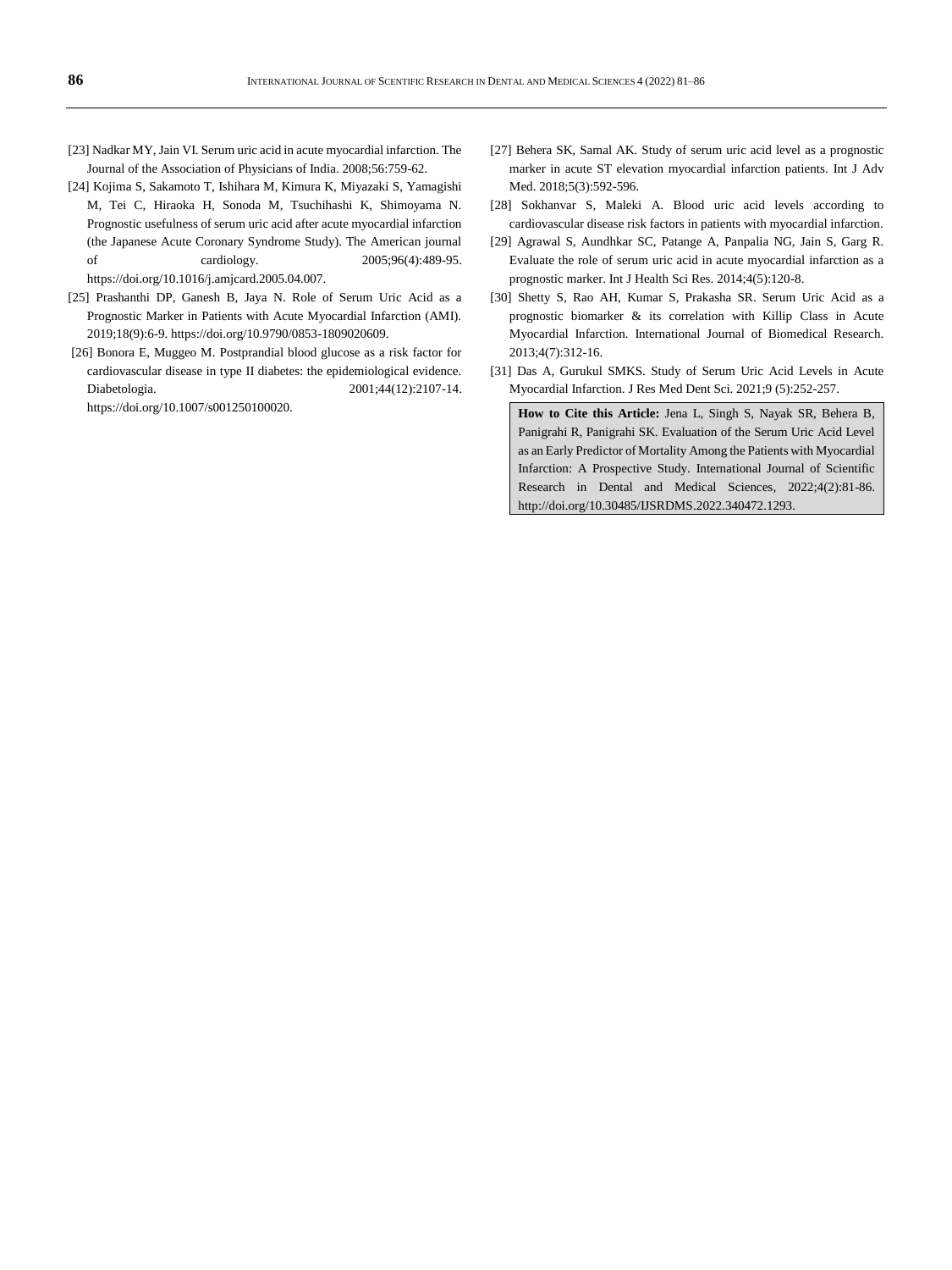[23] Nadkar MY, Jain VI. Serum uric acid in acute myocardial infarction. The Journal of the Association of Physicians of India. 2008;56:759-62.

[24] Kojima S, Sakamoto T, Ishihara M, Kimura K, Miyazaki S, Yamagishi M, Tei C, Hiraoka H, Sonoda M, Tsuchihashi K, Shimoyama N. Prognostic usefulness of serum uric acid after acute myocardial infarction (the Japanese Acute Coronary Syndrome Study). The American journal of cardiology. 2005;96(4):489-95. https://doi.org/10.1016/j.amjcard.2005.04.007.

[25] Prashanthi DP, Ganesh B, Jaya N. Role of Serum Uric Acid as a Prognostic Marker in Patients with Acute Myocardial Infarction (AMI). 2019;18(9):6-9. https://doi.org/10.9790/0853-1809020609.

[26] Bonora E, Muggeo M. Postprandial blood glucose as a risk factor for cardiovascular disease in type II diabetes: the epidemiological evidence. Diabetologia. 2001;44(12):2107-14. https://doi.org/10.1007/s001250100020.

[27] Behera SK, Samal AK. Study of serum uric acid level as a prognostic marker in acute ST elevation myocardial infarction patients. Int J Adv Med. 2018;5(3):592-596.

[28] Sokhanvar S, Maleki A. Blood uric acid levels according to cardiovascular disease risk factors in patients with myocardial infarction.

[29] Agrawal S, Aundhkar SC, Patange A, Panpalia NG, Jain S, Garg R. Evaluate the role of serum uric acid in acute myocardial infarction as a prognostic marker. Int J Health Sci Res. 2014;4(5):120-8.

[30] Shetty S, Rao AH, Kumar S, Prakasha SR. Serum Uric Acid as a prognostic biomarker & its correlation with Killip Class in Acute Myocardial Infarction. International Journal of Biomedical Research. 2013;4(7):312-16.

[31] Das A, Gurukul SMKS. Study of Serum Uric Acid Levels in Acute Myocardial Infarction. J Res Med Dent Sci. 2021;9 (5):252-257.

**How to Cite this Article:** Jena L, Singh S, Nayak SR, Behera B, Panigrahi R, Panigrahi SK. Evaluation of the Serum Uric Acid Level as an Early Predictor of Mortality Among the Patients with Myocardial Infarction: A Prospective Study. International Journal of Scientific Research in Dental and Medical Sciences, 2022;4(2):81-86. http://doi.org/10.30485/IJSRDMS.2022.340472.1293.